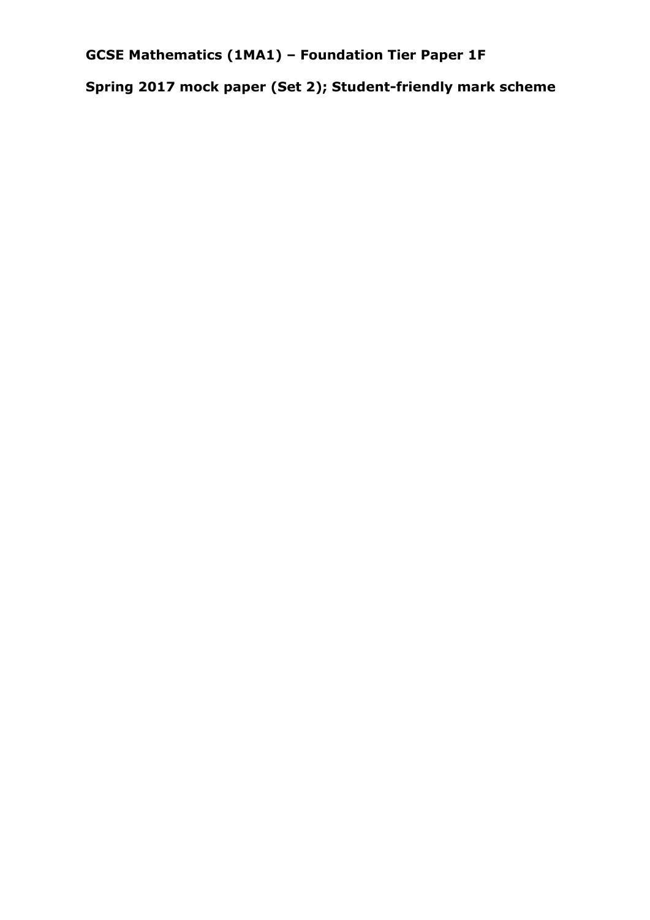**GCSE Mathematics (1MA1) – Foundation Tier Paper 1F**

**Spring 2017 mock paper (Set 2); Student-friendly mark scheme**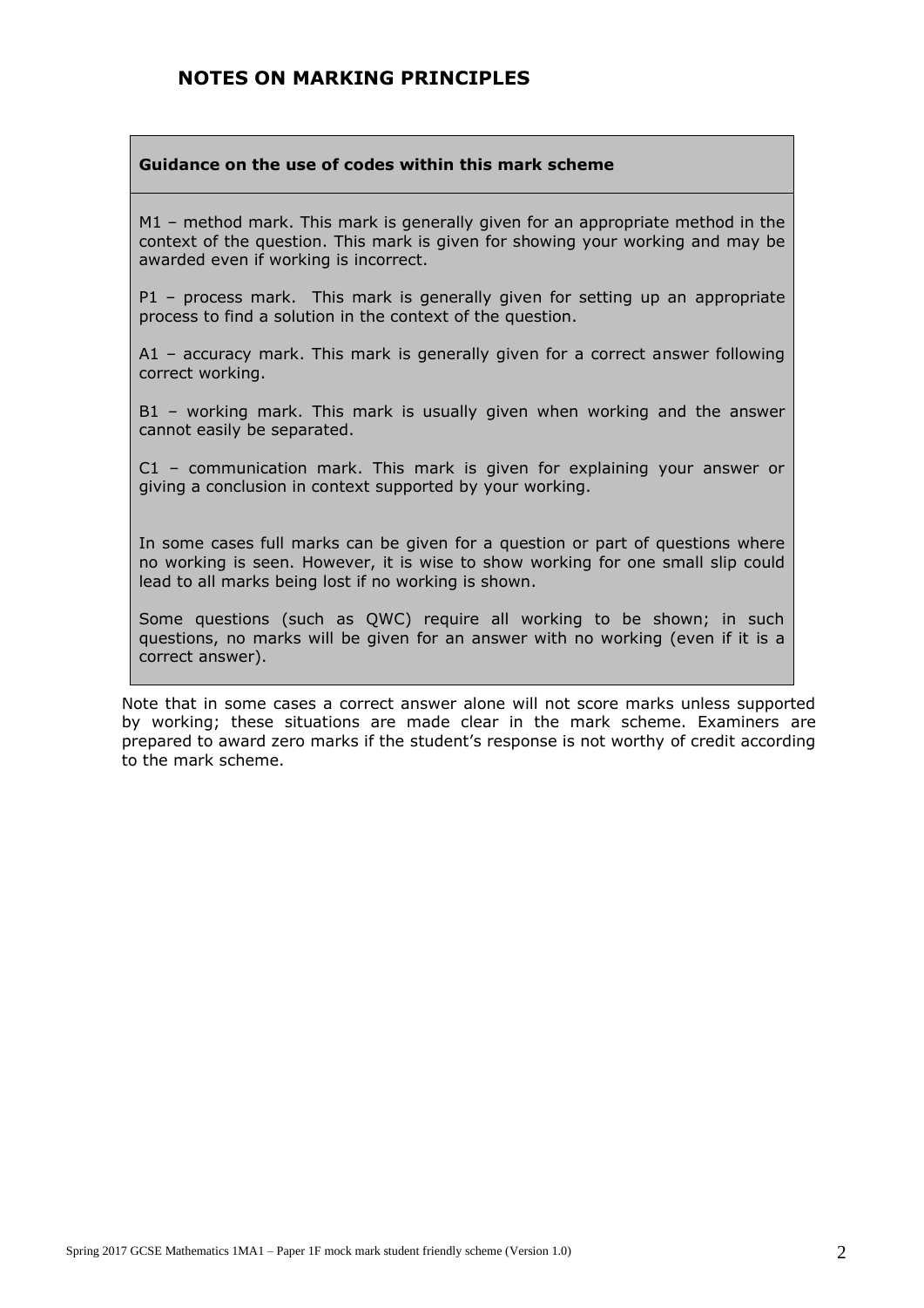# NOTES ON MARKING PRINCIPLES

**Guidance on the use of codes within this mark scheme**

M1 – method mark. This mark is generally given for an appropriate method in the context of the question. This mark is given for showing your working and may be awarded even if working is incorrect.

P1 – process mark. This mark is generally given for setting up an appropriate process to find a solution in the context of the question.

A1 – accuracy mark. This mark is generally given for a correct answer following correct working.

B1 – working mark. This mark is usually given when working and the answer cannot easily be separated.

C1 – communication mark. This mark is given for explaining your answer or giving a conclusion in context supported by your working.

In some cases full marks can be given for a question or part of questions where no working is seen. However, it is wise to show working for one small slip could lead to all marks being lost if no working is shown.

Some questions (such as QWC) require all working to be shown; in such questions, no marks will be given for an answer with no working (even if it is a correct answer).

Note that in some cases a correct answer alone will not score marks unless supported by working; these situations are made clear in the mark scheme. Examiners are prepared to award zero marks if the student's response is not worthy of credit according to the mark scheme.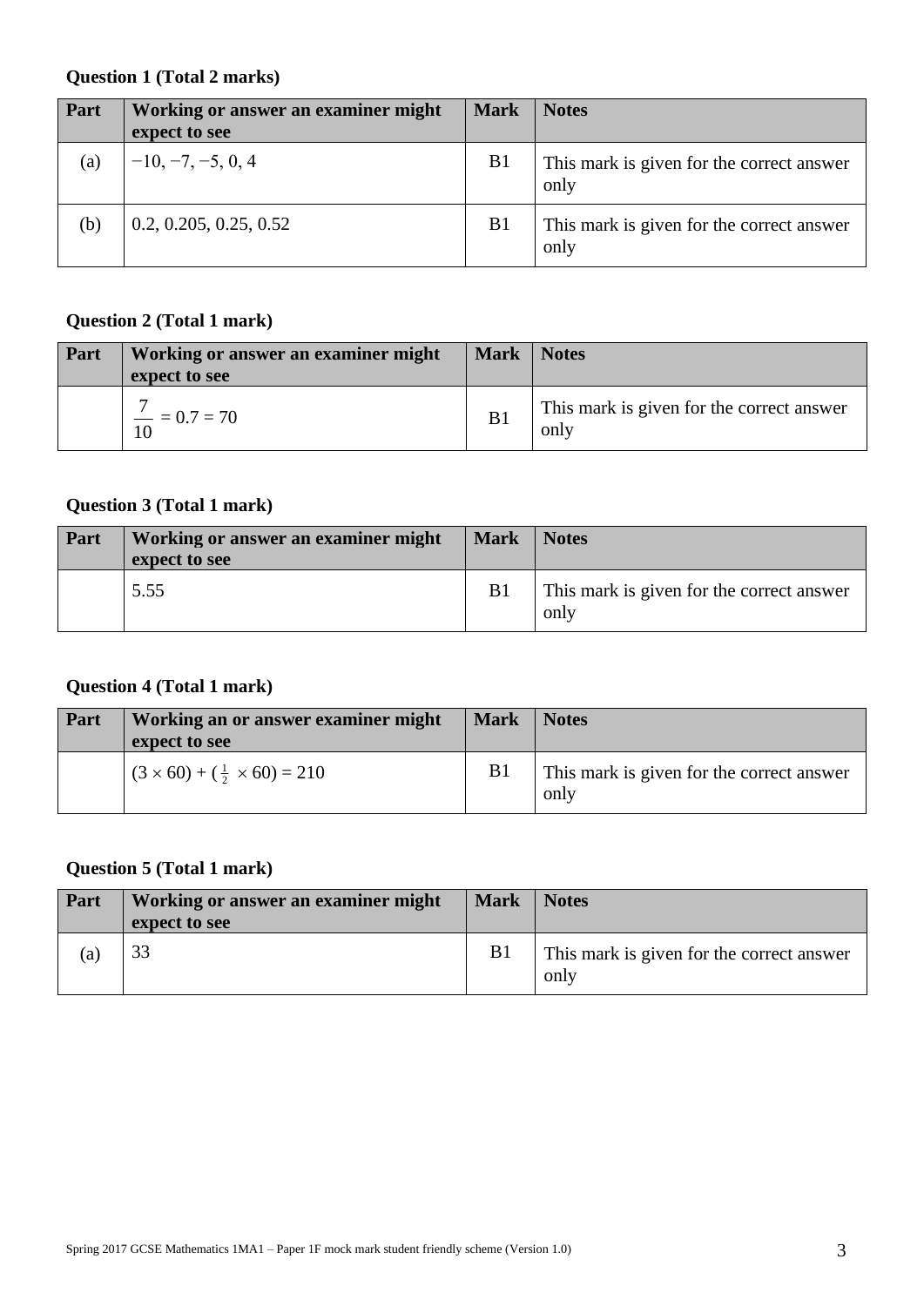**Question 1 (Total 2 marks)**

| Part | Working or answer an examiner might expect to see | Mark | Notes |
| --- | --- | --- | --- |
| (a) | $-10, -7, -5, 0, 4$ | B1 | This mark is given for the correct answer only |
| (b) | 0.2, 0.205, 0.25, 0.52 | B1 | This mark is given for the correct answer only |

**Question 2 (Total 1 mark)**

| Part | Working or answer an examiner might expect to see | Mark | Notes |
| --- | --- | --- | --- |
| | $\frac{7}{10} = 0.7 = 70$ | B1 | This mark is given for the correct answer only |

**Question 3 (Total 1 mark)**

| Part | Working or answer an examiner might expect to see | Mark | Notes |
| --- | --- | --- | --- |
| | 5.55 | B1 | This mark is given for the correct answer only |

**Question 4 (Total 1 mark)**

| Part | Working an or answer examiner might expect to see | Mark | Notes |
| --- | --- | --- | --- |
| | $(3 \times 60) + (\frac{1}{2} \times 60) = 210$ | B1 | This mark is given for the correct answer only |

**Question 5 (Total 1 mark)**

| Part | Working or answer an examiner might expect to see | Mark | Notes |
| --- | --- | --- | --- |
| (a) | 33 | B1 | This mark is given for the correct answer only |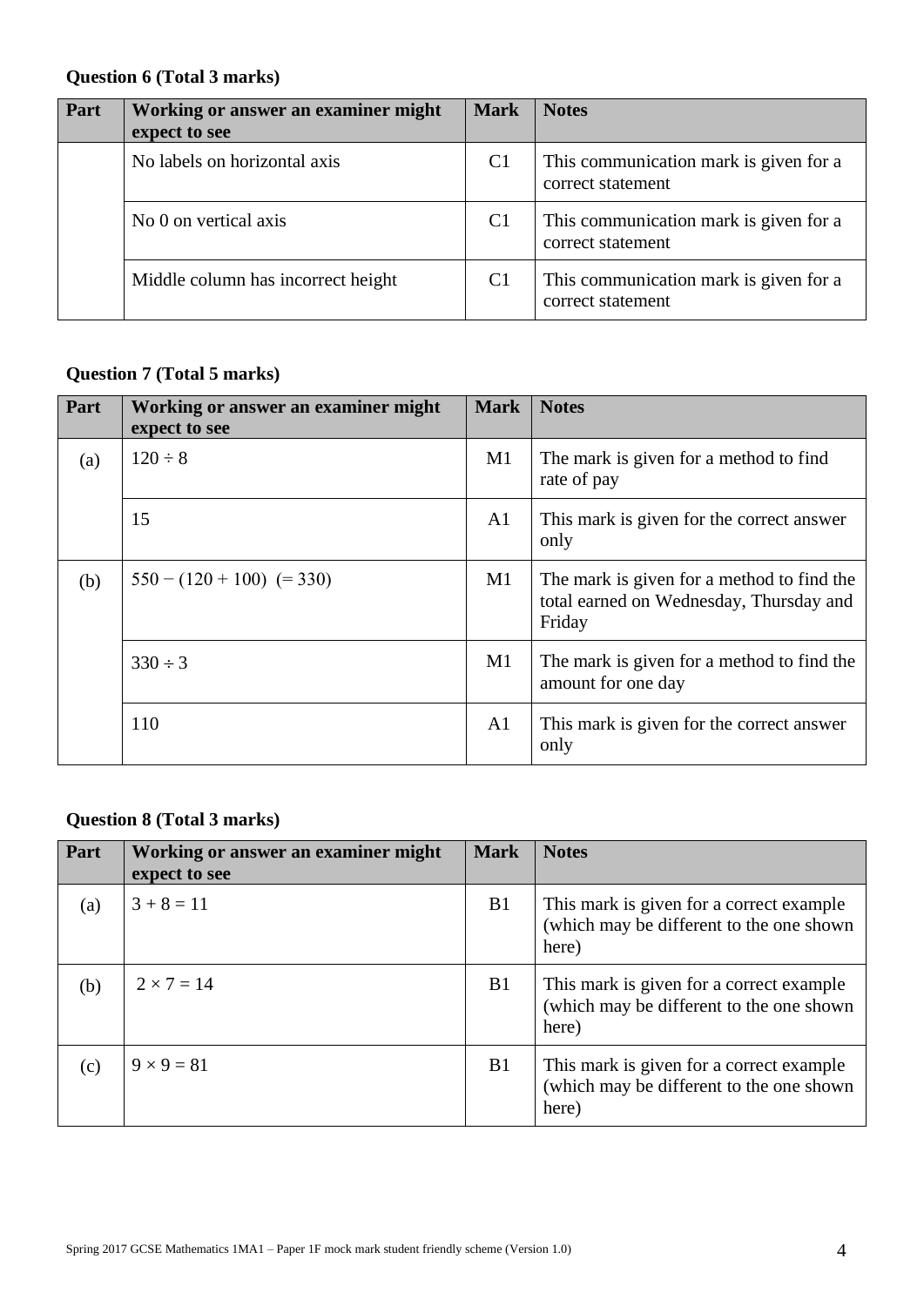**Question 6 (Total 3 marks)**

| Part | Working or answer an examiner might expect to see | Mark | Notes |
|---|---|---|---|
| | No labels on horizontal axis | C1 | This communication mark is given for a correct statement |
| | No 0 on vertical axis | C1 | This communication mark is given for a correct statement |
| | Middle column has incorrect height | C1 | This communication mark is given for a correct statement |

**Question 7 (Total 5 marks)**

| Part | Working or answer an examiner might expect to see | Mark | Notes |
|---|---|---|---|
| (a) | $120 \div 8$ | M1 | The mark is given for a method to find rate of pay |
| | 15 | A1 | This mark is given for the correct answer only |
| (b) | $550 - (120 + 100)$ $(= 330)$ | M1 | The mark is given for a method to find the total earned on Wednesday, Thursday and Friday |
| | $330 \div 3$ | M1 | The mark is given for a method to find the amount for one day |
| | 110 | A1 | This mark is given for the correct answer only |

**Question 8 (Total 3 marks)**

| Part | Working or answer an examiner might expect to see | Mark | Notes |
|---|---|---|---|
| (a) | $3 + 8 = 11$ | B1 | This mark is given for a correct example (which may be different to the one shown here) |
| (b) | $2 \times 7 = 14$ | B1 | This mark is given for a correct example (which may be different to the one shown here) |
| (c) | $9 \times 9 = 81$ | B1 | This mark is given for a correct example (which may be different to the one shown here) |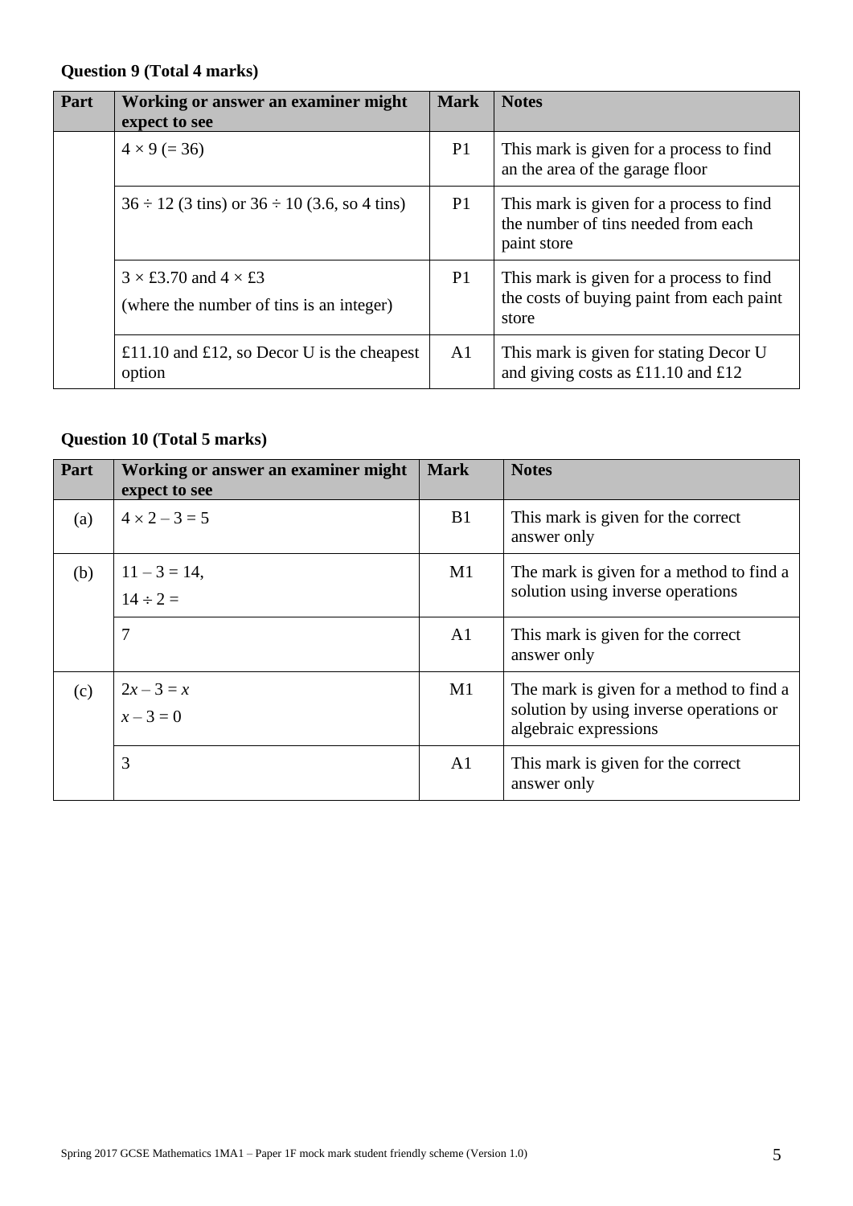**Question 9 (Total 4 marks)**

| Part | Working or answer an examiner might expect to see | Mark | Notes |
|---|---|---|---|
| | $4 \times 9$ (= 36) | P1 | This mark is given for a process to find an the area of the garage floor |
| | $36 \div 12$ (3 tins) or $36 \div 10$ (3.6, so 4 tins) | P1 | This mark is given for a process to find the number of tins needed from each paint store |
| | $3 \times$ £3.70 and $4 \times$ £3 (where the number of tins is an integer) | P1 | This mark is given for a process to find the costs of buying paint from each paint store |
| | £11.10 and £12, so Decor U is the cheapest option | A1 | This mark is given for stating Decor U and giving costs as £11.10 and £12 |

**Question 10 (Total 5 marks)**

| Part | Working or answer an examiner might expect to see | Mark | Notes |
|---|---|---|---|
| (a) | $4 \times 2 - 3 = 5$ | B1 | This mark is given for the correct answer only |
| (b) | $11 - 3 = 14$, $14 \div 2 =$ | M1 | The mark is given for a method to find a solution using inverse operations |
| | 7 | A1 | This mark is given for the correct answer only |
| (c) | $2x - 3 = x$ $x - 3 = 0$ | M1 | The mark is given for a method to find a solution by using inverse operations or algebraic expressions |
| | 3 | A1 | This mark is given for the correct answer only |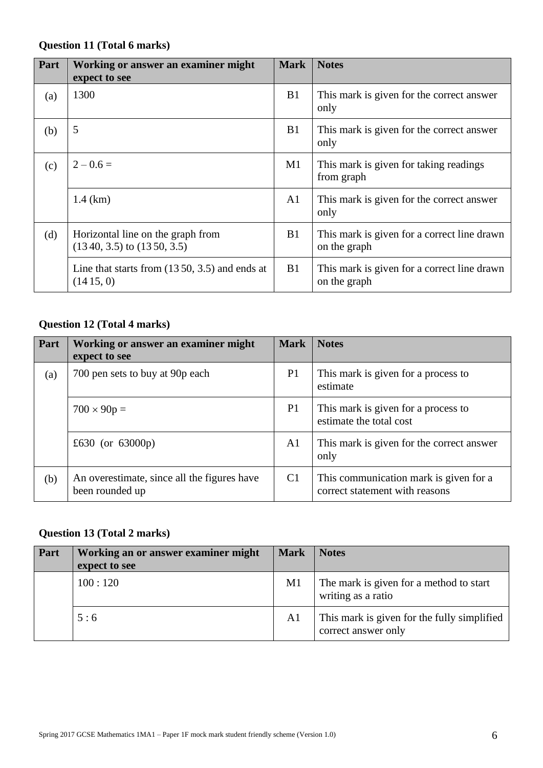**Question 11 (Total 6 marks)**

| Part | Working or answer an examiner might expect to see | Mark | Notes |
|---|---|---|---|
| (a) | 1300 | B1 | This mark is given for the correct answer only |
| (b) | 5 | B1 | This mark is given for the correct answer only |
| (c) | $2 - 0.6 =$ | M1 | This mark is given for taking readings from graph |
| | 1.4 (km) | A1 | This mark is given for the correct answer only |
| (d) | Horizontal line on the graph from (13 40, 3.5) to (13 50, 3.5) | B1 | This mark is given for a correct line drawn on the graph |
| | Line that starts from (13 50, 3.5) and ends at (14 15, 0) | B1 | This mark is given for a correct line drawn on the graph |

**Question 12 (Total 4 marks)**

| Part | Working or answer an examiner might expect to see | Mark | Notes |
|---|---|---|---|
| (a) | 700 pen sets to buy at 90p each | P1 | This mark is given for a process to estimate |
| | $700 \times 90\text{p} =$ | P1 | This mark is given for a process to estimate the total cost |
| | £630 (or 63000p) | A1 | This mark is given for the correct answer only |
| (b) | An overestimate, since all the figures have been rounded up | C1 | This communication mark is given for a correct statement with reasons |

**Question 13 (Total 2 marks)**

| Part | Working an or answer examiner might expect to see | Mark | Notes |
|---|---|---|---|
| | 100 : 120 | M1 | The mark is given for a method to start writing as a ratio |
| | 5 : 6 | A1 | This mark is given for the fully simplified correct answer only |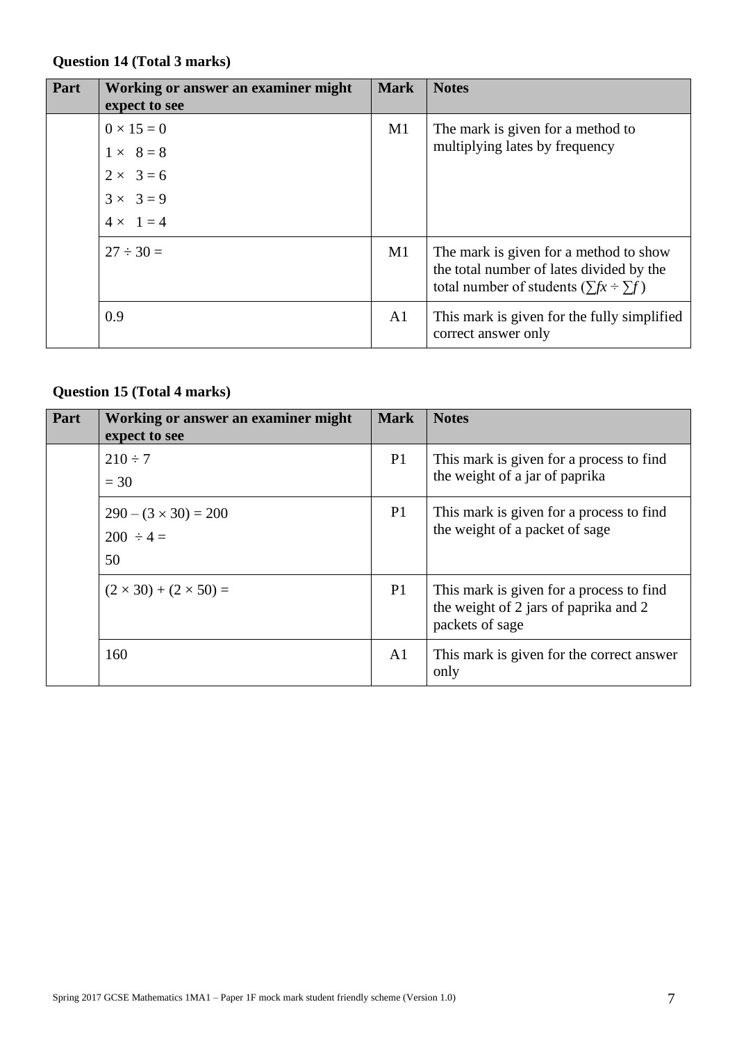**Question 14 (Total 3 marks)**

| Part | Working or answer an examiner might expect to see | Mark | Notes |
|---|---|---|---|
| | $0 \times 15 = 0$<br>$1 \times 8 = 8$<br>$2 \times 3 = 6$<br>$3 \times 3 = 9$<br>$4 \times 1 = 4$ | M1 | The mark is given for a method to multiplying lates by frequency |
| | $27 \div 30 =$ | M1 | The mark is given for a method to show the total number of lates divided by the total number of students ($\sum fx \div \sum f$) |
| | 0.9 | A1 | This mark is given for the fully simplified correct answer only |

**Question 15 (Total 4 marks)**

| Part | Working or answer an examiner might expect to see | Mark | Notes |
|---|---|---|---|
| | $210 \div 7$<br>$= 30$ | P1 | This mark is given for a process to find the weight of a jar of paprika |
| | $290 - (3 \times 30) = 200$<br>$200 \div 4 =$<br>50 | P1 | This mark is given for a process to find the weight of a packet of sage |
| | $(2 \times 30) + (2 \times 50) =$ | P1 | This mark is given for a process to find the weight of 2 jars of paprika and 2 packets of sage |
| | 160 | A1 | This mark is given for the correct answer only |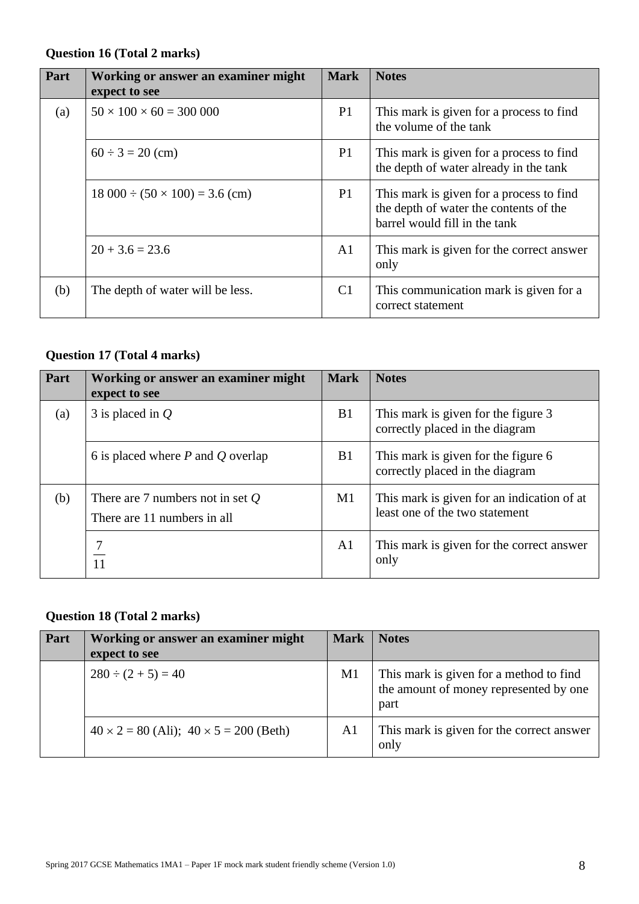**Question 16 (Total 2 marks)**

| Part | Working or answer an examiner might expect to see | Mark | Notes |
|---|---|---|---|
| (a) | $50 \times 100 \times 60 = 300\ 000$ | P1 | This mark is given for a process to find the volume of the tank |
| | $60 \div 3 = 20$ (cm) | P1 | This mark is given for a process to find the depth of water already in the tank |
| | $18\ 000 \div (50 \times 100) = 3.6$ (cm) | P1 | This mark is given for a process to find the depth of water the contents of the barrel would fill in the tank |
| | $20 + 3.6 = 23.6$ | A1 | This mark is given for the correct answer only |
| (b) | The depth of water will be less. | C1 | This communication mark is given for a correct statement |

**Question 17 (Total 4 marks)**

| Part | Working or answer an examiner might expect to see | Mark | Notes |
|---|---|---|---|
| (a) | 3 is placed in $Q$ | B1 | This mark is given for the figure 3 correctly placed in the diagram |
| | 6 is placed where $P$ and $Q$ overlap | B1 | This mark is given for the figure 6 correctly placed in the diagram |
| (b) | There are 7 numbers not in set $Q$<br>There are 11 numbers in all | M1 | This mark is given for an indication of at least one of the two statement |
| | $\frac{7}{11}$ | A1 | This mark is given for the correct answer only |

**Question 18 (Total 2 marks)**

| Part | Working or answer an examiner might expect to see | Mark | Notes |
|---|---|---|---|
| | $280 \div (2 + 5) = 40$ | M1 | This mark is given for a method to find the amount of money represented by one part |
| | $40 \times 2 = 80$ (Ali); $40 \times 5 = 200$ (Beth) | A1 | This mark is given for the correct answer only |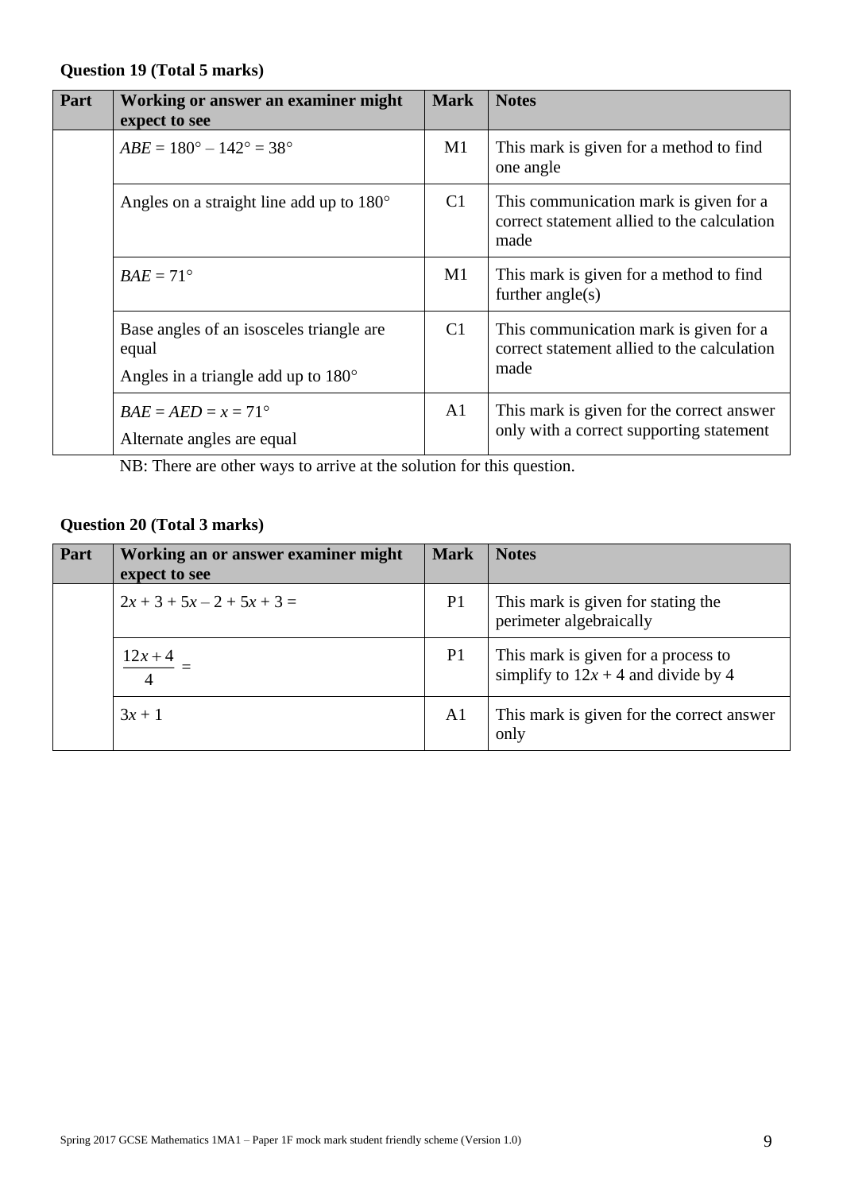**Question 19 (Total 5 marks)**

| Part | Working or answer an examiner might expect to see | Mark | Notes |
|---|---|---|---|
| | $ABE = 180° – 142° = 38°$ | M1 | This mark is given for a method to find one angle |
| | Angles on a straight line add up to 180° | C1 | This communication mark is given for a correct statement allied to the calculation made |
| | $BAE = 71°$ | M1 | This mark is given for a method to find further angle(s) |
| | Base angles of an isosceles triangle are equal<br>Angles in a triangle add up to 180° | C1 | This communication mark is given for a correct statement allied to the calculation made |
| | $BAE = AED = x = 71°$<br>Alternate angles are equal | A1 | This mark is given for the correct answer only with a correct supporting statement |

NB: There are other ways to arrive at the solution for this question.

**Question 20 (Total 3 marks)**

| Part | Working an or answer examiner might expect to see | Mark | Notes |
|---|---|---|---|
| | $2x + 3 + 5x – 2 + 5x + 3 =$ | P1 | This mark is given for stating the perimeter algebraically |
| | $\frac{12x+4}{4} =$ | P1 | This mark is given for a process to simplify to $12x + 4$ and divide by 4 |
| | $3x + 1$ | A1 | This mark is given for the correct answer only |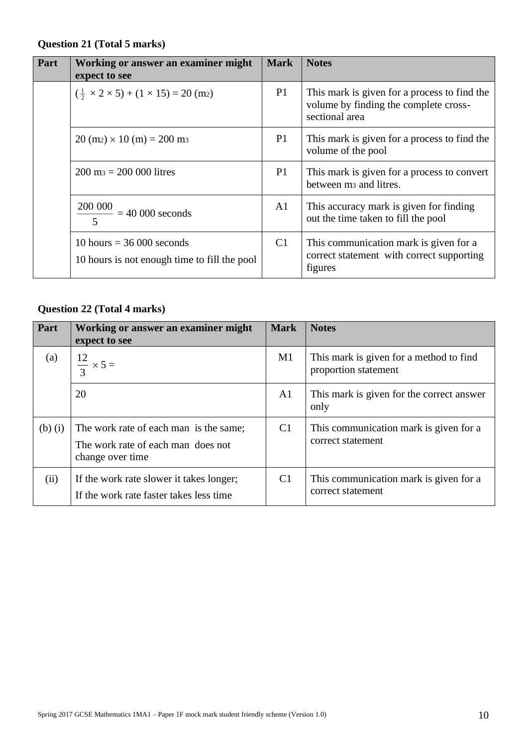**Question 21 (Total 5 marks)**

| Part | Working or answer an examiner might expect to see | Mark | Notes |
|---|---|---|---|
| | $(\frac{1}{2} \times 2 \times 5) + (1 \times 15) = 20$ ($m^2$) | P1 | This mark is given for a process to find the volume by finding the complete cross-sectional area |
| | 20 ($m^2$) $\times$ 10 (m) = 200 $m^3$ | P1 | This mark is given for a process to find the volume of the pool |
| | 200 $m^3$ = 200 000 litres | P1 | This mark is given for a process to convert between $m^3$ and litres. |
| | $\frac{200\ 000}{5} = 40\ 000$ seconds | A1 | This accuracy mark is given for finding out the time taken to fill the pool |
| | 10 hours = 36 000 seconds<br>10 hours is not enough time to fill the pool | C1 | This communication mark is given for a correct statement with correct supporting figures |

**Question 22 (Total 4 marks)**

| Part | Working or answer an examiner might expect to see | Mark | Notes |
|---|---|---|---|
| (a) | $\frac{12}{3} \times 5 =$ | M1 | This mark is given for a method to find proportion statement |
| | 20 | A1 | This mark is given for the correct answer only |
| (b) (i) | The work rate of each man is the same;<br>The work rate of each man does not change over time | C1 | This communication mark is given for a correct statement |
| (ii) | If the work rate slower it takes longer;<br>If the work rate faster takes less time | C1 | This communication mark is given for a correct statement |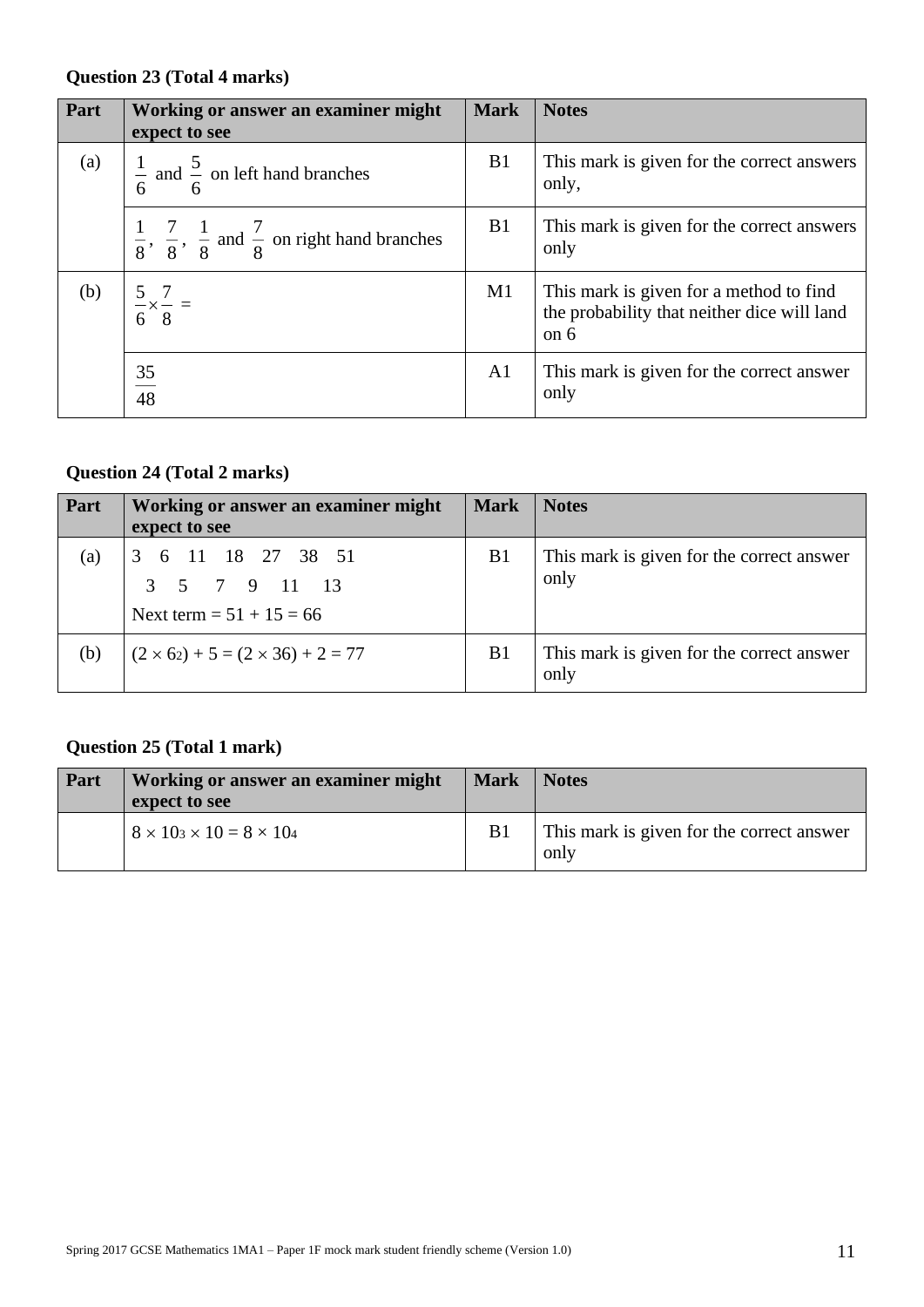**Question 23 (Total 4 marks)**

| Part | Working or answer an examiner might expect to see | Mark | Notes |
|---|---|---|---|
| (a) | $\frac{1}{6}$ and $\frac{5}{6}$ on left hand branches | B1 | This mark is given for the correct answers only, |
| | $\frac{1}{8}$, $\frac{7}{8}$, $\frac{1}{8}$ and $\frac{7}{8}$ on right hand branches | B1 | This mark is given for the correct answers only |
| (b) | $\frac{5}{6} \times \frac{7}{8} =$ | M1 | This mark is given for a method to find the probability that neither dice will land on 6 |
| | $\frac{35}{48}$ | A1 | This mark is given for the correct answer only |

**Question 24 (Total 2 marks)**

| Part | Working or answer an examiner might expect to see | Mark | Notes |
|---|---|---|---|
| (a) | 3 6 11 18 27 38 51<br>3 5 7 9 11 13<br>Next term = 51 + 15 = 66 | B1 | This mark is given for the correct answer only |
| (b) | $(2 \times 6^2) + 5 = (2 \times 36) + 2 = 77$ | B1 | This mark is given for the correct answer only |

**Question 25 (Total 1 mark)**

| Part | Working or answer an examiner might expect to see | Mark | Notes |
|---|---|---|---|
| | $8 \times 10^3 \times 10 = 8 \times 10^4$ | B1 | This mark is given for the correct answer only |